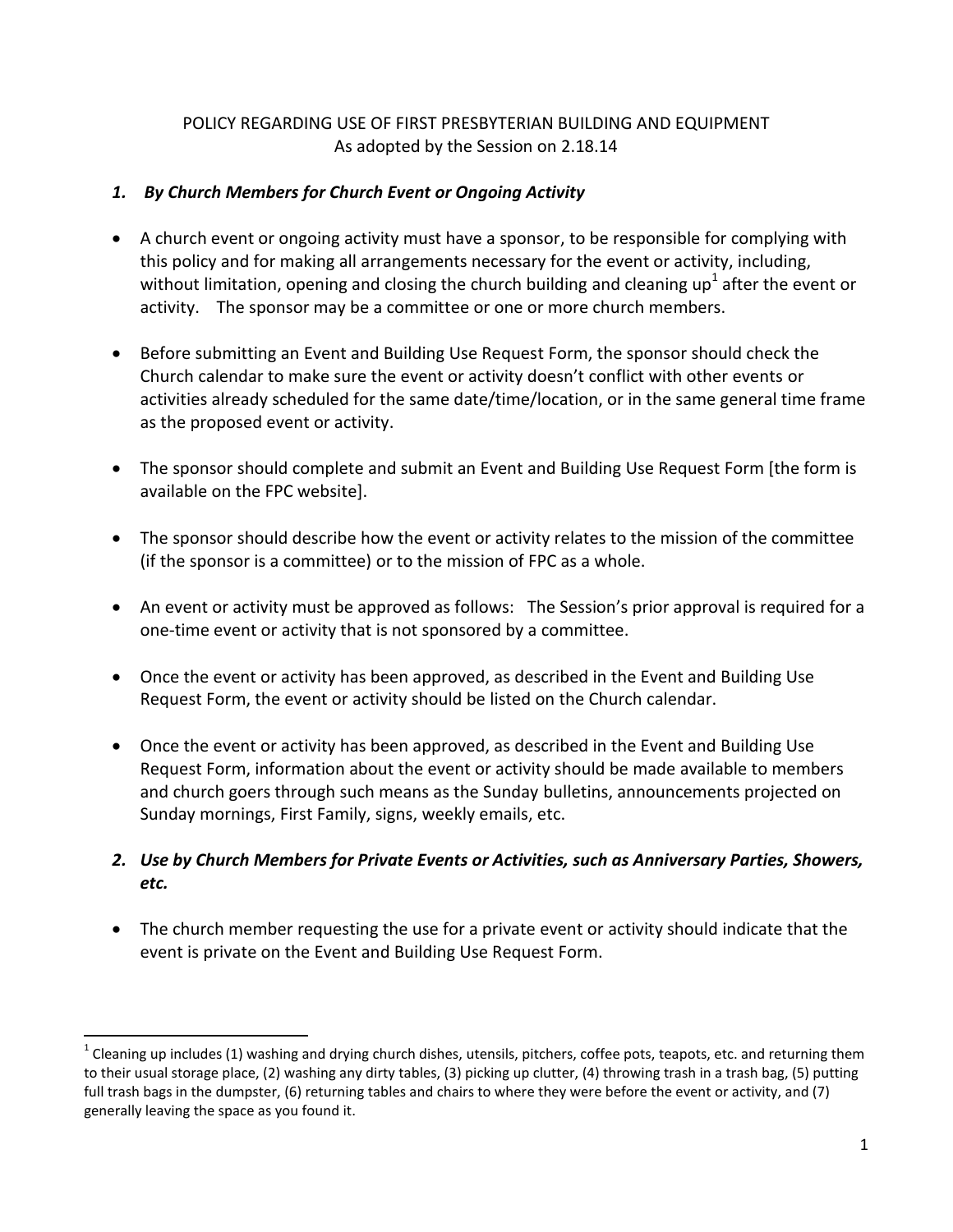# POLICY REGARDING USE OF FIRST PRESBYTERIAN BUILDING AND EQUIPMENT

As adopted by the Session on 2.18.14

## *1. By Church Members for Church Event or Ongoing Activity*

- A church event or ongoing activity must have a sponsor, to be responsible for complying with this policy and for making all arrangements necessary for the event or activity, including, without limitation, opening and closing the church building and cleaning up[1] after the event or activity. The sponsor may be a committee or one or more church members.

- Before submitting an Event and Building Use Request Form, the sponsor should check the Church calendar to make sure the event or activity doesn't conflict with other events or activities already scheduled for the same date/time/location, or in the same general time frame as the proposed event or activity.

- The sponsor should complete and submit an Event and Building Use Request Form [the form is available on the FPC website].

- The sponsor should describe how the event or activity relates to the mission of the committee (if the sponsor is a committee) or to the mission of FPC as a whole.

- An event or activity must be approved as follows: The Session's prior approval is required for a one-time event or activity that is not sponsored by a committee.

- Once the event or activity has been approved, as described in the Event and Building Use Request Form, the event or activity should be listed on the Church calendar.

- Once the event or activity has been approved, as described in the Event and Building Use Request Form, information about the event or activity should be made available to members and church goers through such means as the Sunday bulletins, announcements projected on Sunday mornings, First Family, signs, weekly emails, etc.

## *2. Use by Church Members for Private Events or Activities, such as Anniversary Parties, Showers, etc.*

- The church member requesting the use for a private event or activity should indicate that the event is private on the Event and Building Use Request Form.

---

[1] Cleaning up includes (1) washing and drying church dishes, utensils, pitchers, coffee pots, teapots, etc. and returning them to their usual storage place, (2) washing any dirty tables, (3) picking up clutter, (4) throwing trash in a trash bag, (5) putting full trash bags in the dumpster, (6) returning tables and chairs to where they were before the event or activity, and (7) generally leaving the space as you found it.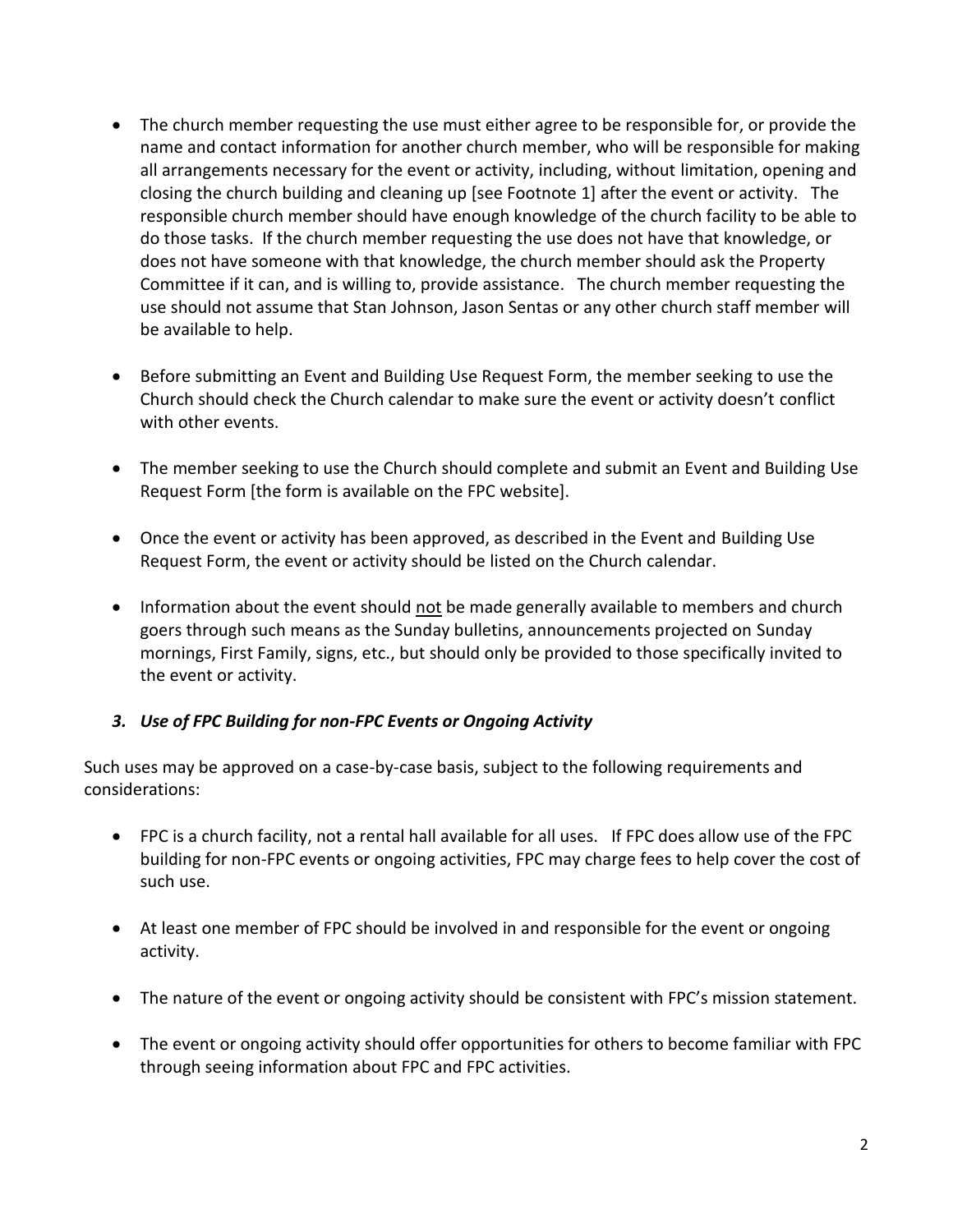- The church member requesting the use must either agree to be responsible for, or provide the name and contact information for another church member, who will be responsible for making all arrangements necessary for the event or activity, including, without limitation, opening and closing the church building and cleaning up [see Footnote 1] after the event or activity. The responsible church member should have enough knowledge of the church facility to be able to do those tasks. If the church member requesting the use does not have that knowledge, or does not have someone with that knowledge, the church member should ask the Property Committee if it can, and is willing to, provide assistance. The church member requesting the use should not assume that Stan Johnson, Jason Sentas or any other church staff member will be available to help.

- Before submitting an Event and Building Use Request Form, the member seeking to use the Church should check the Church calendar to make sure the event or activity doesn't conflict with other events.

- The member seeking to use the Church should complete and submit an Event and Building Use Request Form [the form is available on the FPC website].

- Once the event or activity has been approved, as described in the Event and Building Use Request Form, the event or activity should be listed on the Church calendar.

- Information about the event should <u>not</u> be made generally available to members and church goers through such means as the Sunday bulletins, announcements projected on Sunday mornings, First Family, signs, etc., but should only be provided to those specifically invited to the event or activity.

### *3. Use of FPC Building for non-FPC Events or Ongoing Activity*

Such uses may be approved on a case-by-case basis, subject to the following requirements and considerations:

- FPC is a church facility, not a rental hall available for all uses. If FPC does allow use of the FPC building for non-FPC events or ongoing activities, FPC may charge fees to help cover the cost of such use.

- At least one member of FPC should be involved in and responsible for the event or ongoing activity.

- The nature of the event or ongoing activity should be consistent with FPC's mission statement.

- The event or ongoing activity should offer opportunities for others to become familiar with FPC through seeing information about FPC and FPC activities.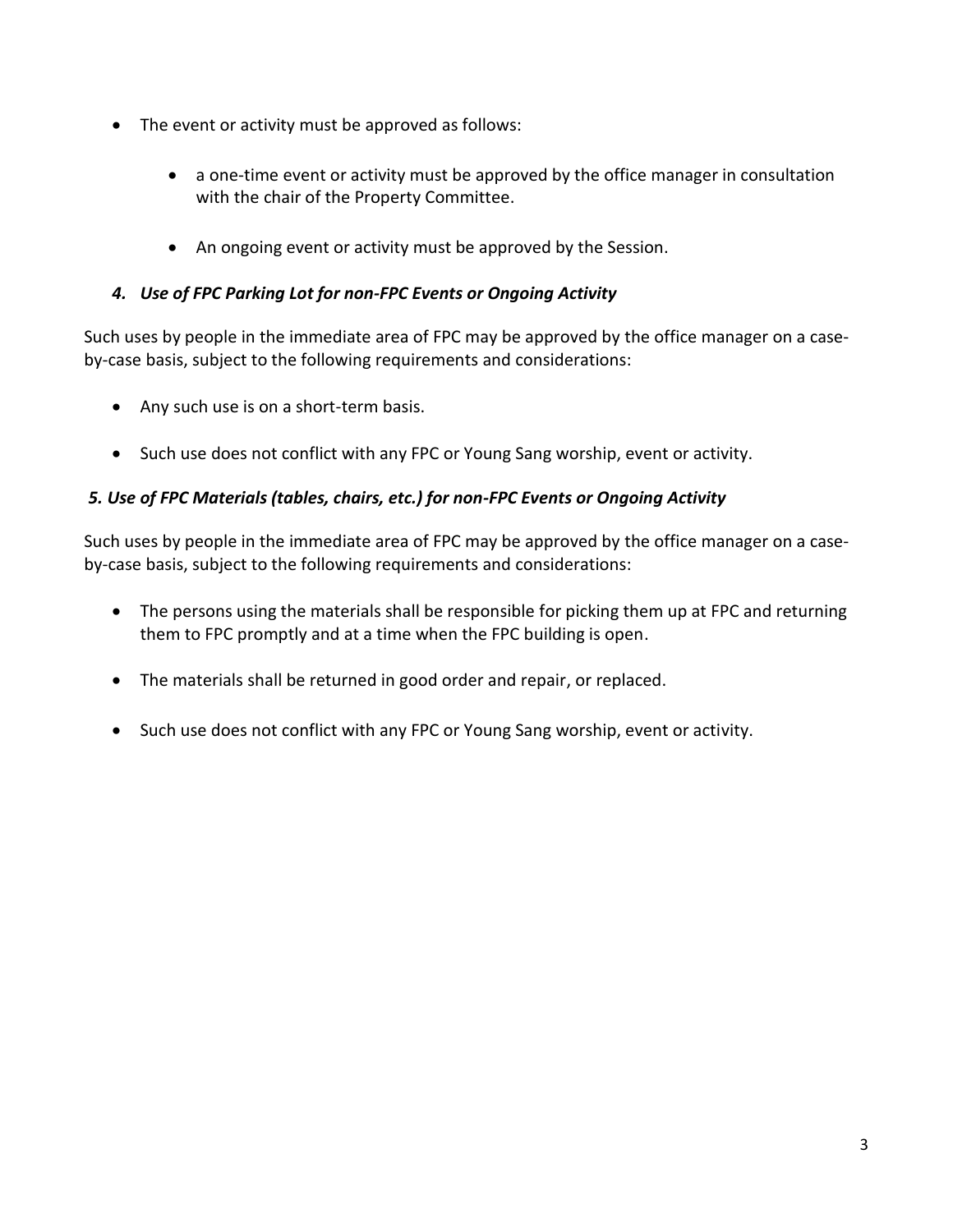- The event or activity must be approved as follows:
  - a one-time event or activity must be approved by the office manager in consultation with the chair of the Property Committee.
  - An ongoing event or activity must be approved by the Session.

### *4. Use of FPC Parking Lot for non-FPC Events or Ongoing Activity*

Such uses by people in the immediate area of FPC may be approved by the office manager on a case-by-case basis, subject to the following requirements and considerations:

- Any such use is on a short-term basis.
- Such use does not conflict with any FPC or Young Sang worship, event or activity.

### *5. Use of FPC Materials (tables, chairs, etc.) for non-FPC Events or Ongoing Activity*

Such uses by people in the immediate area of FPC may be approved by the office manager on a case-by-case basis, subject to the following requirements and considerations:

- The persons using the materials shall be responsible for picking them up at FPC and returning them to FPC promptly and at a time when the FPC building is open.
- The materials shall be returned in good order and repair, or replaced.
- Such use does not conflict with any FPC or Young Sang worship, event or activity.